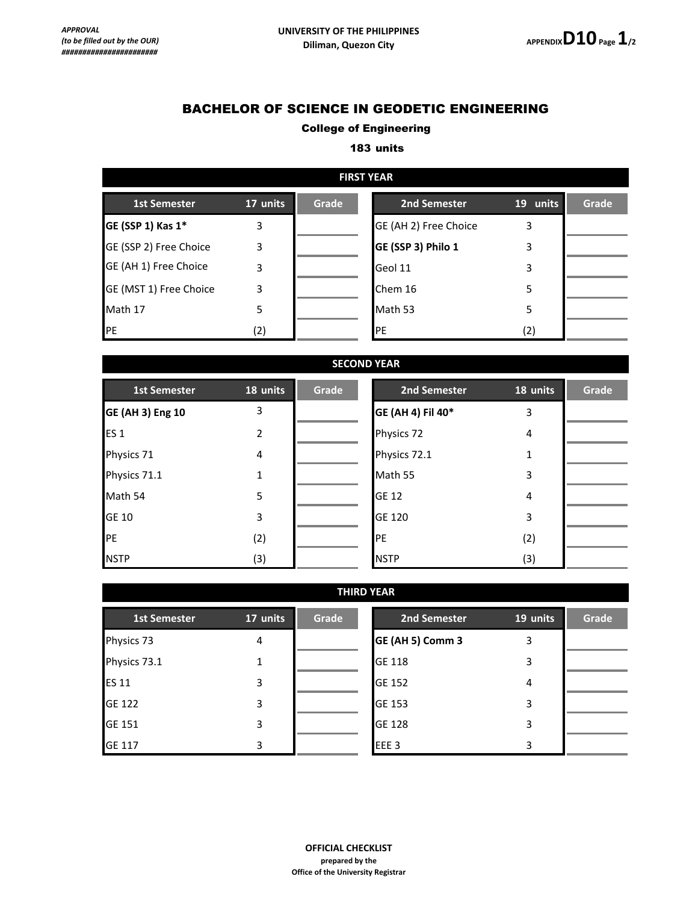*APPROVAL*
*(to be filled out by the OUR)*
*########################*

UNIVERSITY OF THE PHILIPPINES
Diliman, Quezon City

APPENDIX **D10**

# BACHELOR OF SCIENCE IN GEODETIC ENGINEERING

**College of Engineering**

**183 units**

## FIRST YEAR

| 1st Semester | 17 units | Grade | 2nd Semester | 19 units | Grade |
|---|---|---|---|---|---|
| **GE (SSP 1) Kas 1*** | 3 | | GE (AH 2) Free Choice | 3 | |
| GE (SSP 2) Free Choice | 3 | | **GE (SSP 3) Philo 1** | 3 | |
| GE (AH 1) Free Choice | 3 | | Geol 11 | 3 | |
| GE (MST 1) Free Choice | 3 | | Chem 16 | 5 | |
| Math 17 | 5 | | Math 53 | 5 | |
| PE | (2) | | PE | (2) | |

## SECOND YEAR

| 1st Semester | 18 units | Grade | 2nd Semester | 18 units | Grade |
|---|---|---|---|---|---|
| **GE (AH 3) Eng 10** | 3 | | **GE (AH 4) Fil 40*** | 3 | |
| ES 1 | 2 | | Physics 72 | 4 | |
| Physics 71 | 4 | | Physics 72.1 | 1 | |
| Physics 71.1 | 1 | | Math 55 | 3 | |
| Math 54 | 5 | | GE 12 | 4 | |
| GE 10 | 3 | | GE 120 | 3 | |
| PE | (2) | | PE | (2) | |
| NSTP | (3) | | NSTP | (3) | |

## THIRD YEAR

| 1st Semester | 17 units | Grade | 2nd Semester | 19 units | Grade |
|---|---|---|---|---|---|
| Physics 73 | 4 | | **GE (AH 5) Comm 3** | 3 | |
| Physics 73.1 | 1 | | GE 118 | 3 | |
| ES 11 | 3 | | GE 152 | 4 | |
| GE 122 | 3 | | GE 153 | 3 | |
| GE 151 | 3 | | GE 128 | 3 | |
| GE 117 | 3 | | EEE 3 | 3 | |

**OFFICIAL CHECKLIST**
**prepared by the**
**Office of the University Registrar**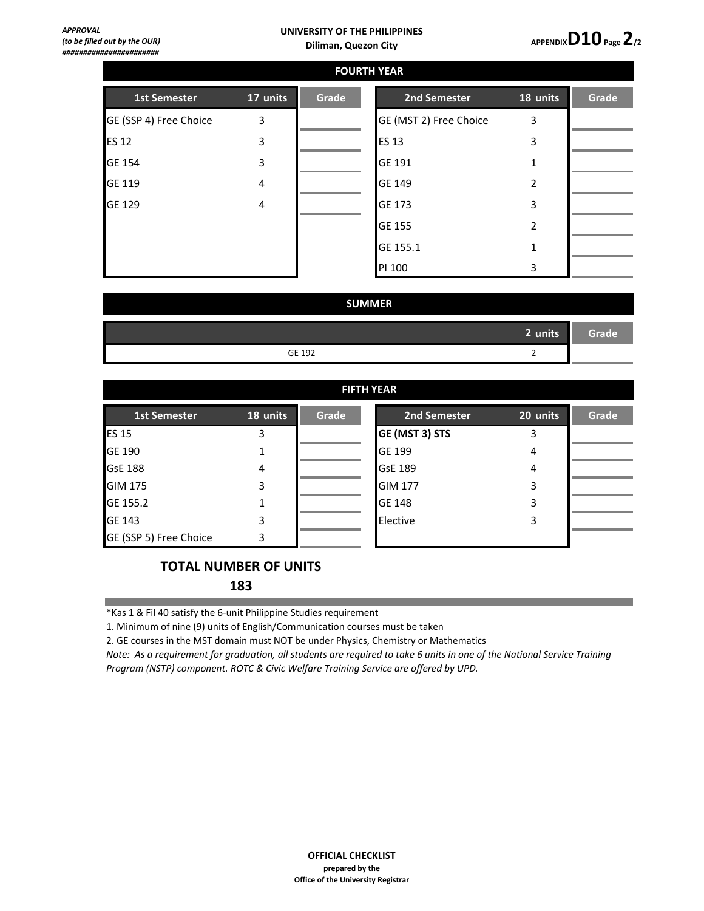APPROVAL
*(to be filled out by the OUR)*
########################

**UNIVERSITY OF THE PHILIPPINES**
**Diliman, Quezon City**

APPENDIX **D10** Page **2**/2

## FOURTH YEAR

| 1st Semester | 17 units | Grade | 2nd Semester | 18 units | Grade |
|---|---|---|---|---|---|
| GE (SSP 4) Free Choice | 3 | | GE (MST 2) Free Choice | 3 | |
| ES 12 | 3 | | ES 13 | 3 | |
| GE 154 | 3 | | GE 191 | 1 | |
| GE 119 | 4 | | GE 149 | 2 | |
| GE 129 | 4 | | GE 173 | 3 | |
| | | | GE 155 | 2 | |
| | | | GE 155.1 | 1 | |
| | | | PI 100 | 3 | |

## SUMMER

| | 2 units | Grade |
|---|---|---|
| GE 192 | 2 | |

## FIFTH YEAR

| 1st Semester | 18 units | Grade | 2nd Semester | 20 units | Grade |
|---|---|---|---|---|---|
| ES 15 | 3 | | **GE (MST 3) STS** | 3 | |
| GE 190 | 1 | | GE 199 | 4 | |
| GsE 188 | 4 | | GsE 189 | 4 | |
| GIM 175 | 3 | | GIM 177 | 3 | |
| GE 155.2 | 1 | | GE 148 | 3 | |
| GE 143 | 3 | | Elective | 3 | |
| GE (SSP 5) Free Choice | 3 | | | | |

**TOTAL NUMBER OF UNITS**
**183**

*Kas 1 & Fil 40 satisfy the 6-unit Philippine Studies requirement

1. Minimum of nine (9) units of English/Communication courses must be taken
2. GE courses in the MST domain must NOT be under Physics, Chemistry or Mathematics

*Note: As a requirement for graduation, all students are required to take 6 units in one of the National Service Training Program (NSTP) component. ROTC & Civic Welfare Training Service are offered by UPD.*

**OFFICIAL CHECKLIST**
**prepared by the**
**Office of the University Registrar**